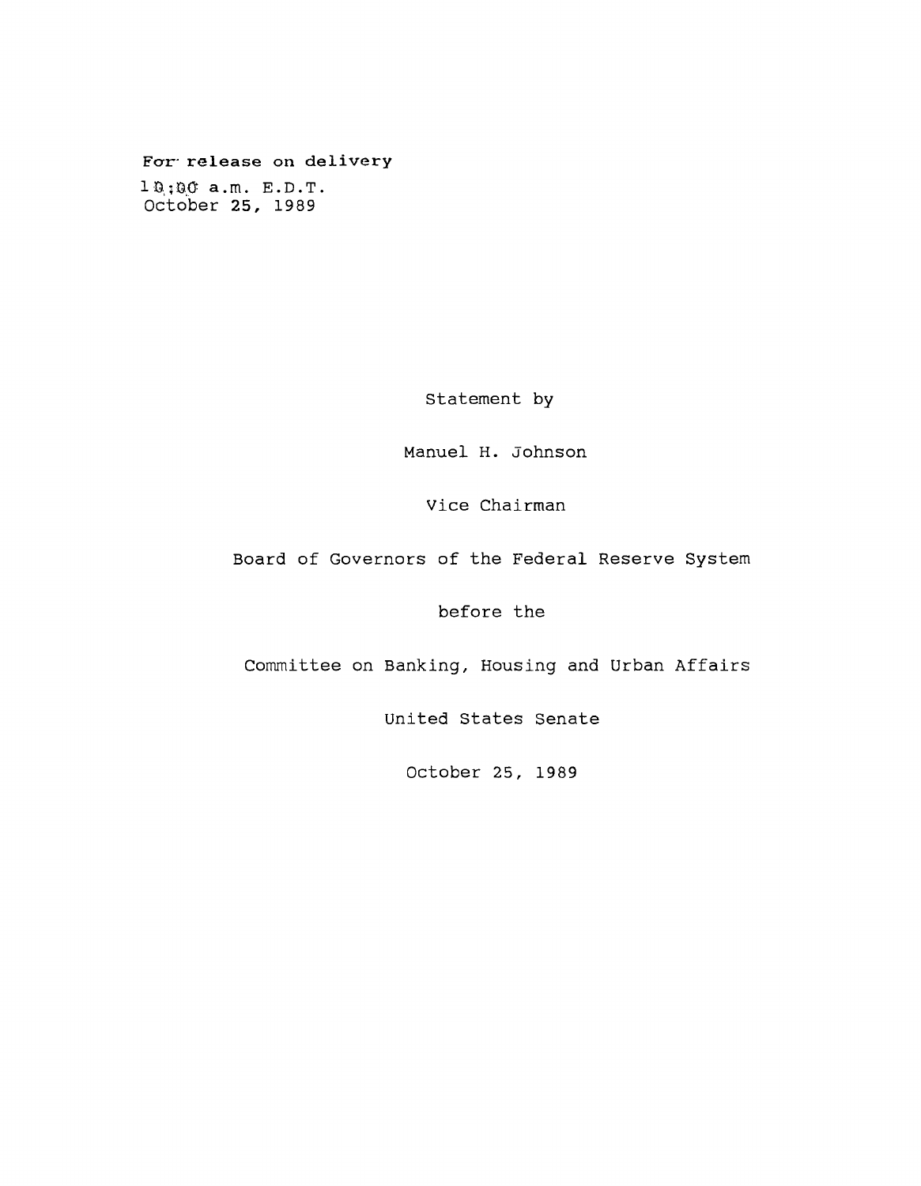For release on delivery
10:00 a.m. E.D.T.
October 25, 1989

Statement by

Manuel H. Johnson

Vice Chairman

Board of Governors of the Federal Reserve System

before the

Committee on Banking, Housing and Urban Affairs

United States Senate

October 25, 1989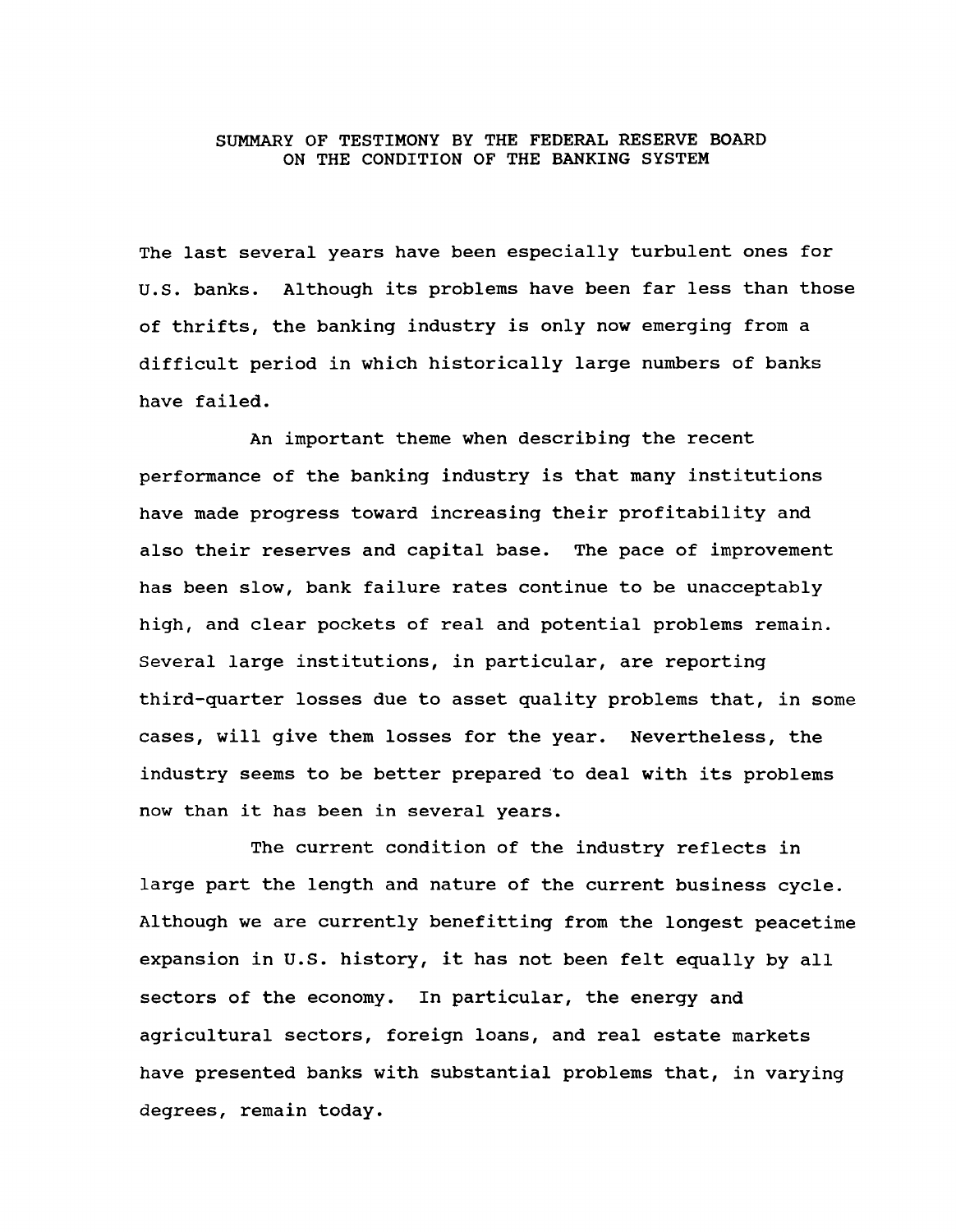# SUMMARY OF TESTIMONY BY THE FEDERAL RESERVE BOARD ON THE CONDITION OF THE BANKING SYSTEM

The last several years have been especially turbulent ones for U.S. banks. Although its problems have been far less than those of thrifts, the banking industry is only now emerging from a difficult period in which historically large numbers of banks have failed.

An important theme when describing the recent performance of the banking industry is that many institutions have made progress toward increasing their profitability and also their reserves and capital base. The pace of improvement has been slow, bank failure rates continue to be unacceptably high, and clear pockets of real and potential problems remain. Several large institutions, in particular, are reporting third-quarter losses due to asset quality problems that, in some cases, will give them losses for the year. Nevertheless, the industry seems to be better prepared to deal with its problems now than it has been in several years.

The current condition of the industry reflects in large part the length and nature of the current business cycle. Although we are currently benefitting from the longest peacetime expansion in U.S. history, it has not been felt equally by all sectors of the economy. In particular, the energy and agricultural sectors, foreign loans, and real estate markets have presented banks with substantial problems that, in varying degrees, remain today.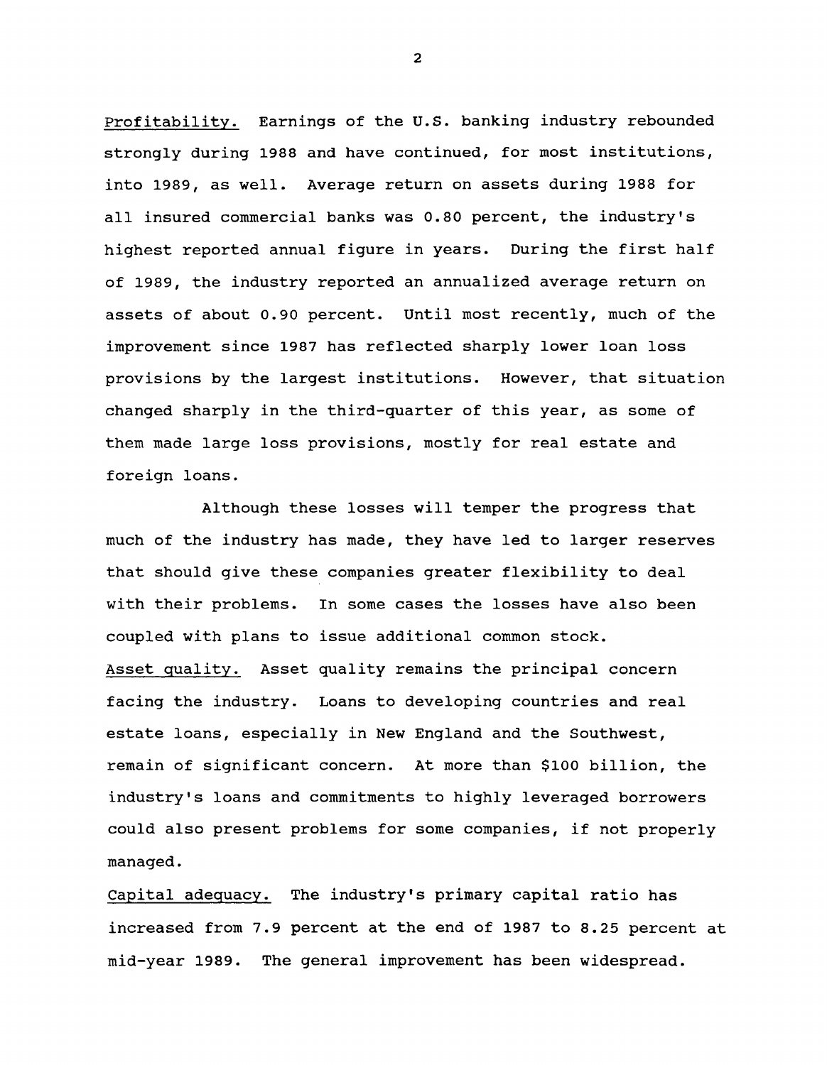Profitability. Earnings of the U.S. banking industry rebounded strongly during 1988 and have continued, for most institutions, into 1989, as well. Average return on assets during 1988 for all insured commercial banks was 0.80 percent, the industry's highest reported annual figure in years. During the first half of 1989, the industry reported an annualized average return on assets of about 0.90 percent. Until most recently, much of the improvement since 1987 has reflected sharply lower loan loss provisions by the largest institutions. However, that situation changed sharply in the third-quarter of this year, as some of them made large loss provisions, mostly for real estate and foreign loans.

Although these losses will temper the progress that much of the industry has made, they have led to larger reserves that should give these companies greater flexibility to deal with their problems. In some cases the losses have also been coupled with plans to issue additional common stock.

Asset quality. Asset quality remains the principal concern facing the industry. Loans to developing countries and real estate loans, especially in New England and the Southwest, remain of significant concern. At more than $100 billion, the industry's loans and commitments to highly leveraged borrowers could also present problems for some companies, if not properly managed.

Capital adequacy. The industry's primary capital ratio has increased from 7.9 percent at the end of 1987 to 8.25 percent at mid-year 1989. The general improvement has been widespread.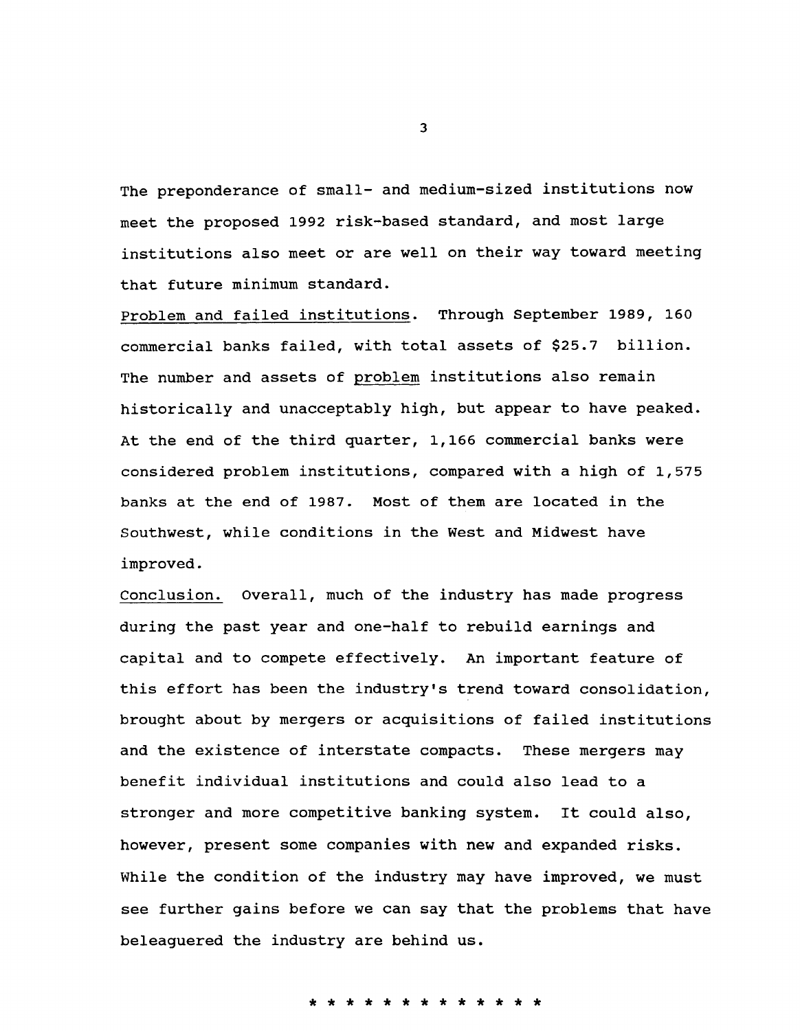The preponderance of small- and medium-sized institutions now meet the proposed 1992 risk-based standard, and most large institutions also meet or are well on their way toward meeting that future minimum standard.

Problem and failed institutions. Through September 1989, 160 commercial banks failed, with total assets of $25.7 billion. The number and assets of problem institutions also remain historically and unacceptably high, but appear to have peaked. At the end of the third quarter, 1,166 commercial banks were considered problem institutions, compared with a high of 1,575 banks at the end of 1987. Most of them are located in the Southwest, while conditions in the West and Midwest have improved.

Conclusion. Overall, much of the industry has made progress during the past year and one-half to rebuild earnings and capital and to compete effectively. An important feature of this effort has been the industry's trend toward consolidation, brought about by mergers or acquisitions of failed institutions and the existence of interstate compacts. These mergers may benefit individual institutions and could also lead to a stronger and more competitive banking system. It could also, however, present some companies with new and expanded risks. While the condition of the industry may have improved, we must see further gains before we can say that the problems that have beleaguered the industry are behind us.

* * * * * * * * * * * * * *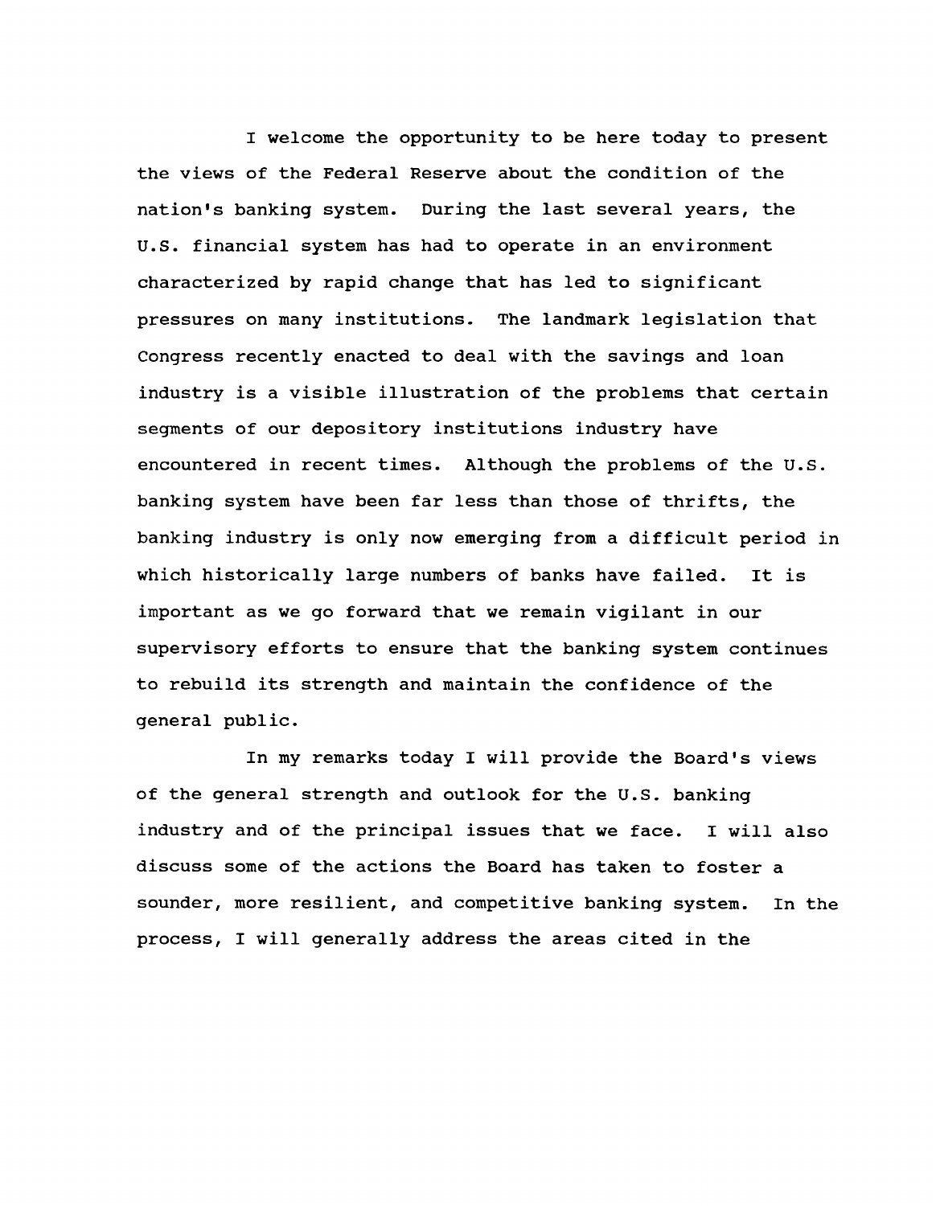I welcome the opportunity to be here today to present the views of the Federal Reserve about the condition of the nation's banking system. During the last several years, the U.S. financial system has had to operate in an environment characterized by rapid change that has led to significant pressures on many institutions. The landmark legislation that Congress recently enacted to deal with the savings and loan industry is a visible illustration of the problems that certain segments of our depository institutions industry have encountered in recent times. Although the problems of the U.S. banking system have been far less than those of thrifts, the banking industry is only now emerging from a difficult period in which historically large numbers of banks have failed. It is important as we go forward that we remain vigilant in our supervisory efforts to ensure that the banking system continues to rebuild its strength and maintain the confidence of the general public.

In my remarks today I will provide the Board's views of the general strength and outlook for the U.S. banking industry and of the principal issues that we face. I will also discuss some of the actions the Board has taken to foster a sounder, more resilient, and competitive banking system. In the process, I will generally address the areas cited in the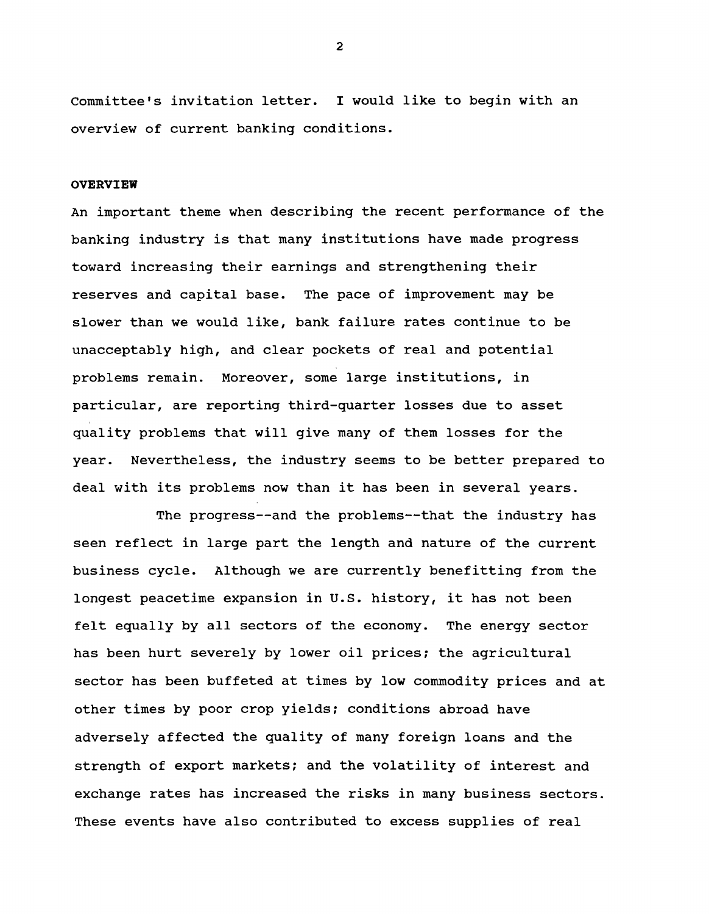Committee's invitation letter. I would like to begin with an overview of current banking conditions.

**OVERVIEW**

An important theme when describing the recent performance of the banking industry is that many institutions have made progress toward increasing their earnings and strengthening their reserves and capital base. The pace of improvement may be slower than we would like, bank failure rates continue to be unacceptably high, and clear pockets of real and potential problems remain. Moreover, some large institutions, in particular, are reporting third-quarter losses due to asset quality problems that will give many of them losses for the year. Nevertheless, the industry seems to be better prepared to deal with its problems now than it has been in several years.

The progress--and the problems--that the industry has seen reflect in large part the length and nature of the current business cycle. Although we are currently benefitting from the longest peacetime expansion in U.S. history, it has not been felt equally by all sectors of the economy. The energy sector has been hurt severely by lower oil prices; the agricultural sector has been buffeted at times by low commodity prices and at other times by poor crop yields; conditions abroad have adversely affected the quality of many foreign loans and the strength of export markets; and the volatility of interest and exchange rates has increased the risks in many business sectors. These events have also contributed to excess supplies of real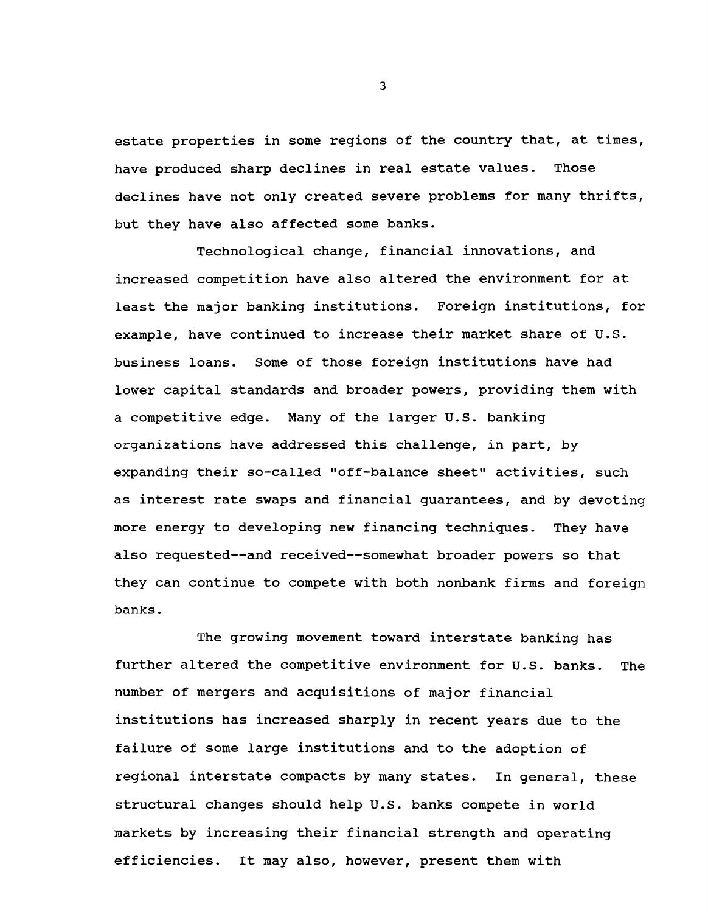estate properties in some regions of the country that, at times, have produced sharp declines in real estate values. Those declines have not only created severe problems for many thrifts, but they have also affected some banks.

Technological change, financial innovations, and increased competition have also altered the environment for at least the major banking institutions. Foreign institutions, for example, have continued to increase their market share of U.S. business loans. Some of those foreign institutions have had lower capital standards and broader powers, providing them with a competitive edge. Many of the larger U.S. banking organizations have addressed this challenge, in part, by expanding their so-called "off-balance sheet" activities, such as interest rate swaps and financial guarantees, and by devoting more energy to developing new financing techniques. They have also requested--and received--somewhat broader powers so that they can continue to compete with both nonbank firms and foreign banks.

The growing movement toward interstate banking has further altered the competitive environment for U.S. banks. The number of mergers and acquisitions of major financial institutions has increased sharply in recent years due to the failure of some large institutions and to the adoption of regional interstate compacts by many states. In general, these structural changes should help U.S. banks compete in world markets by increasing their financial strength and operating efficiencies. It may also, however, present them with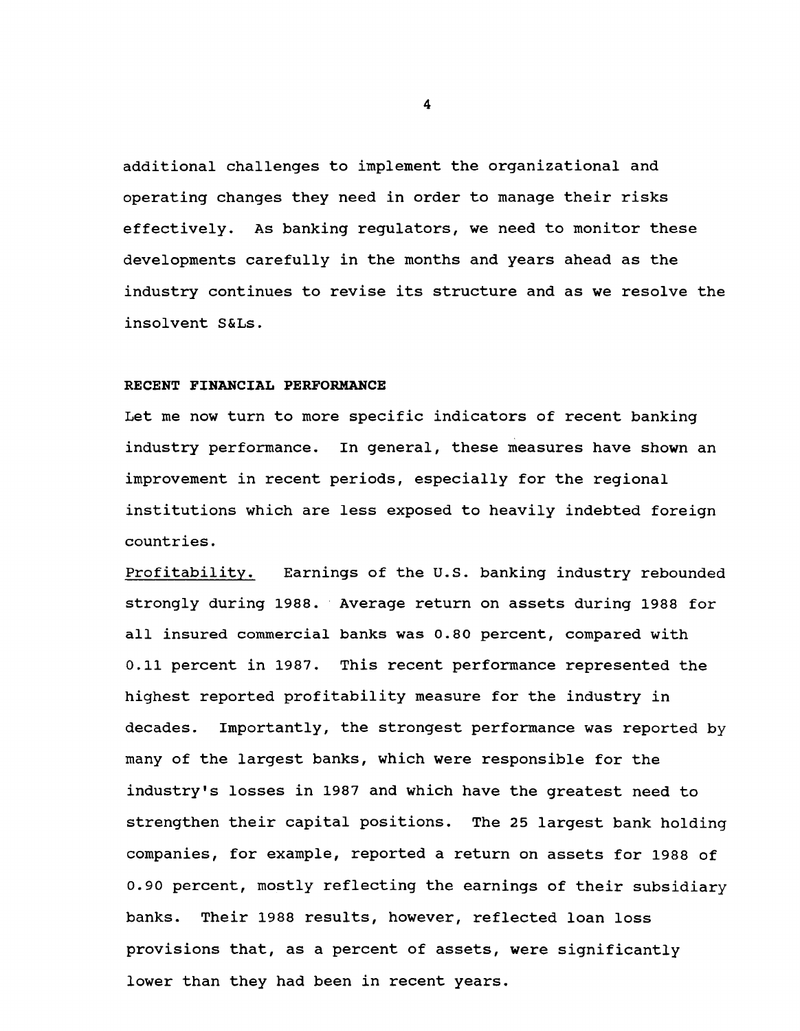additional challenges to implement the organizational and operating changes they need in order to manage their risks effectively. As banking regulators, we need to monitor these developments carefully in the months and years ahead as the industry continues to revise its structure and as we resolve the insolvent S&Ls.

## RECENT FINANCIAL PERFORMANCE

Let me now turn to more specific indicators of recent banking industry performance. In general, these measures have shown an improvement in recent periods, especially for the regional institutions which are less exposed to heavily indebted foreign countries.

Profitability. Earnings of the U.S. banking industry rebounded strongly during 1988. Average return on assets during 1988 for all insured commercial banks was 0.80 percent, compared with 0.11 percent in 1987. This recent performance represented the highest reported profitability measure for the industry in decades. Importantly, the strongest performance was reported by many of the largest banks, which were responsible for the industry's losses in 1987 and which have the greatest need to strengthen their capital positions. The 25 largest bank holding companies, for example, reported a return on assets for 1988 of 0.90 percent, mostly reflecting the earnings of their subsidiary banks. Their 1988 results, however, reflected loan loss provisions that, as a percent of assets, were significantly lower than they had been in recent years.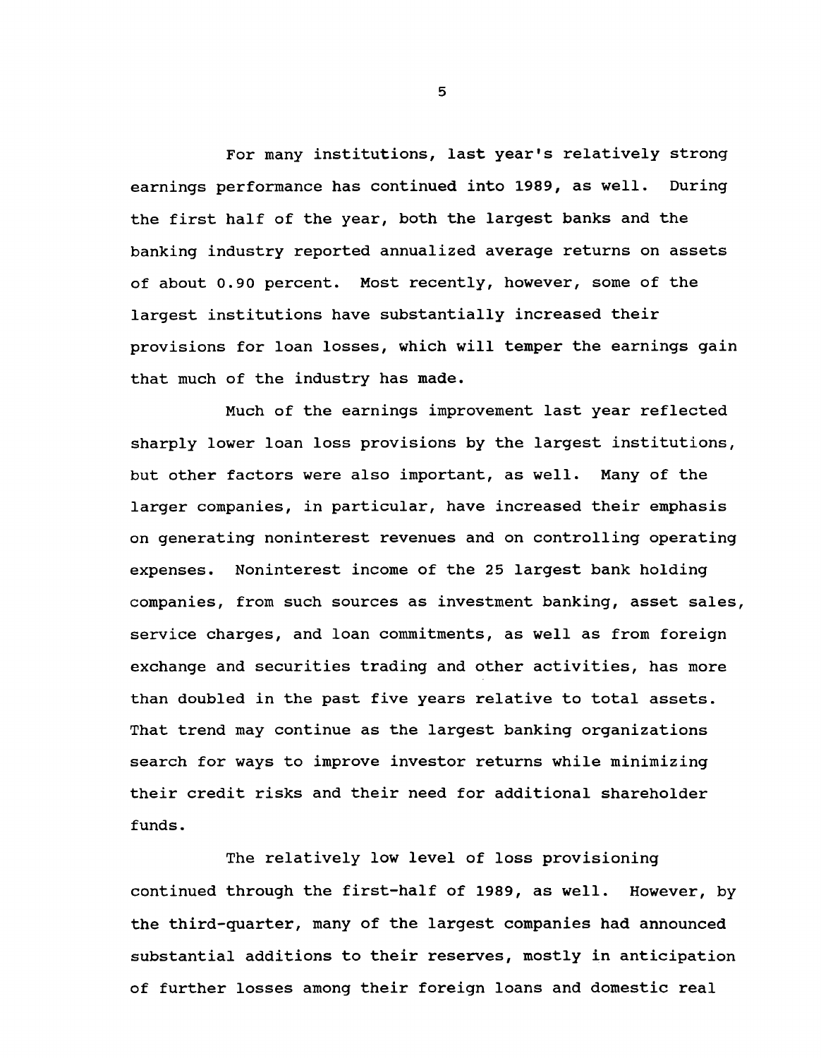For many institutions, last year's relatively strong earnings performance has continued into 1989, as well. During the first half of the year, both the largest banks and the banking industry reported annualized average returns on assets of about 0.90 percent. Most recently, however, some of the largest institutions have substantially increased their provisions for loan losses, which will temper the earnings gain that much of the industry has made.

Much of the earnings improvement last year reflected sharply lower loan loss provisions by the largest institutions, but other factors were also important, as well. Many of the larger companies, in particular, have increased their emphasis on generating noninterest revenues and on controlling operating expenses. Noninterest income of the 25 largest bank holding companies, from such sources as investment banking, asset sales, service charges, and loan commitments, as well as from foreign exchange and securities trading and other activities, has more than doubled in the past five years relative to total assets. That trend may continue as the largest banking organizations search for ways to improve investor returns while minimizing their credit risks and their need for additional shareholder funds.

The relatively low level of loss provisioning continued through the first-half of 1989, as well. However, by the third-quarter, many of the largest companies had announced substantial additions to their reserves, mostly in anticipation of further losses among their foreign loans and domestic real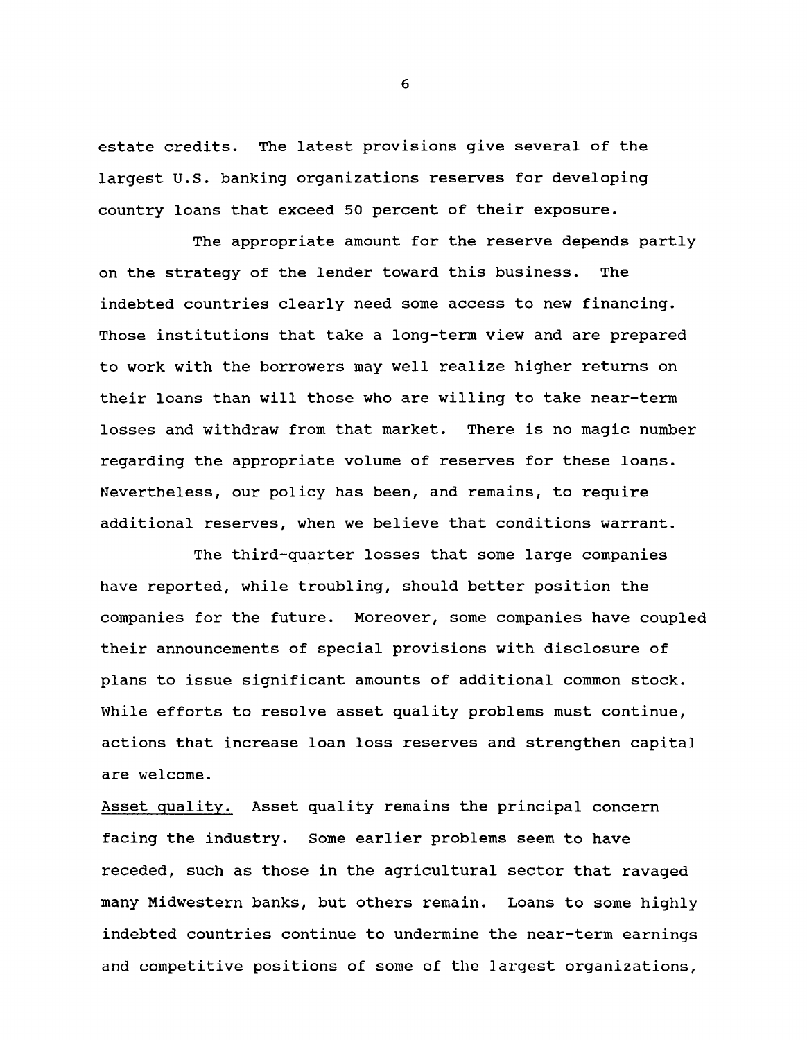estate credits. The latest provisions give several of the largest U.S. banking organizations reserves for developing country loans that exceed 50 percent of their exposure.

The appropriate amount for the reserve depends partly on the strategy of the lender toward this business. The indebted countries clearly need some access to new financing. Those institutions that take a long-term view and are prepared to work with the borrowers may well realize higher returns on their loans than will those who are willing to take near-term losses and withdraw from that market. There is no magic number regarding the appropriate volume of reserves for these loans. Nevertheless, our policy has been, and remains, to require additional reserves, when we believe that conditions warrant.

The third-quarter losses that some large companies have reported, while troubling, should better position the companies for the future. Moreover, some companies have coupled their announcements of special provisions with disclosure of plans to issue significant amounts of additional common stock. While efforts to resolve asset quality problems must continue, actions that increase loan loss reserves and strengthen capital are welcome.

Asset quality. Asset quality remains the principal concern facing the industry. Some earlier problems seem to have receded, such as those in the agricultural sector that ravaged many Midwestern banks, but others remain. Loans to some highly indebted countries continue to undermine the near-term earnings and competitive positions of some of the largest organizations,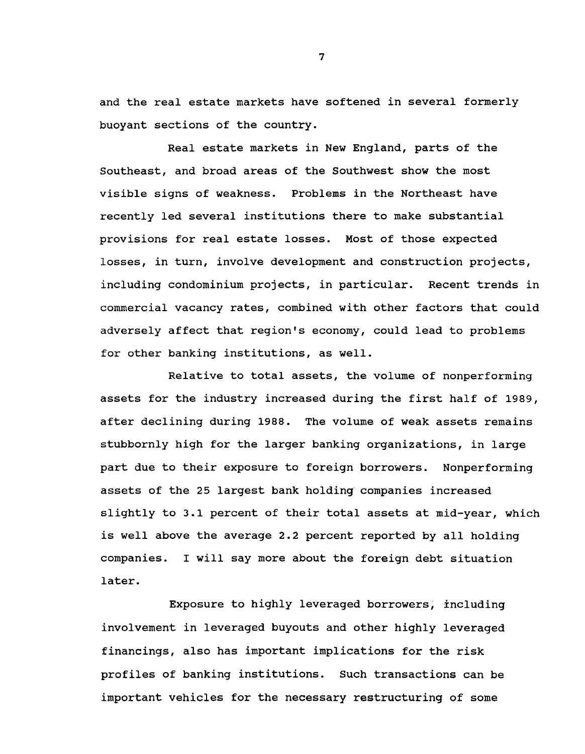and the real estate markets have softened in several formerly buoyant sections of the country.

Real estate markets in New England, parts of the Southeast, and broad areas of the Southwest show the most visible signs of weakness. Problems in the Northeast have recently led several institutions there to make substantial provisions for real estate losses. Most of those expected losses, in turn, involve development and construction projects, including condominium projects, in particular. Recent trends in commercial vacancy rates, combined with other factors that could adversely affect that region's economy, could lead to problems for other banking institutions, as well.

Relative to total assets, the volume of nonperforming assets for the industry increased during the first half of 1989, after declining during 1988. The volume of weak assets remains stubbornly high for the larger banking organizations, in large part due to their exposure to foreign borrowers. Nonperforming assets of the 25 largest bank holding companies increased slightly to 3.1 percent of their total assets at mid-year, which is well above the average 2.2 percent reported by all holding companies. I will say more about the foreign debt situation later.

Exposure to highly leveraged borrowers, including involvement in leveraged buyouts and other highly leveraged financings, also has important implications for the risk profiles of banking institutions. Such transactions can be important vehicles for the necessary restructuring of some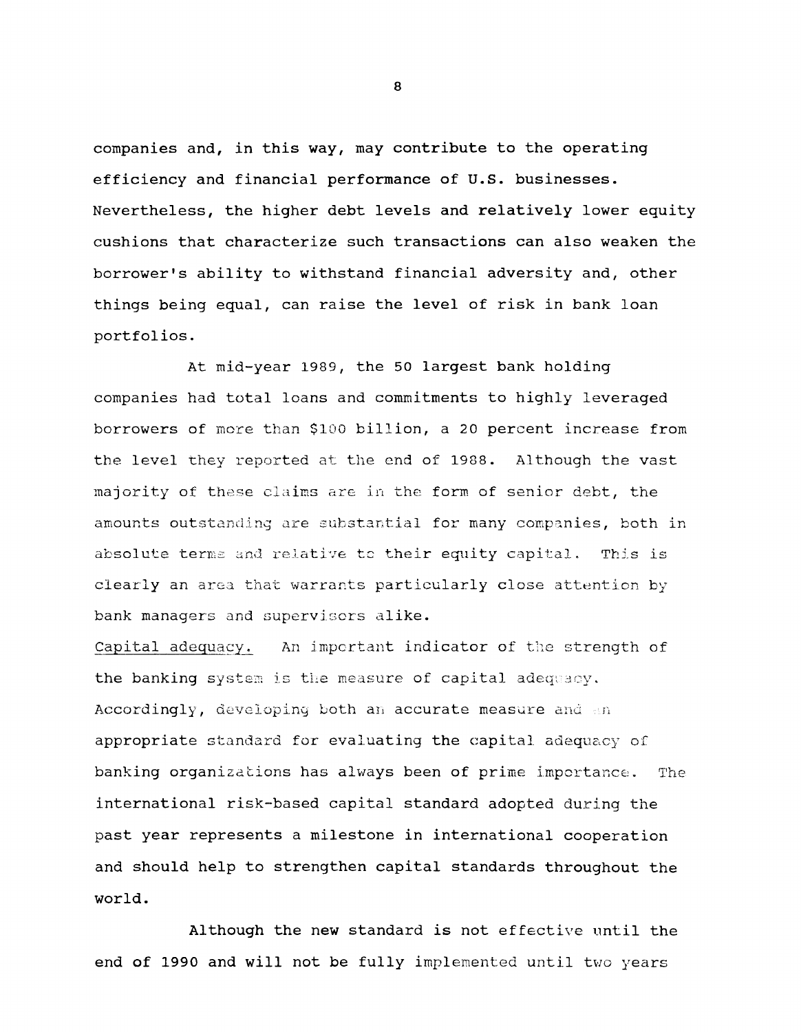companies and, in this way, may contribute to the operating efficiency and financial performance of U.S. businesses. Nevertheless, the higher debt levels and relatively lower equity cushions that characterize such transactions can also weaken the borrower's ability to withstand financial adversity and, other things being equal, can raise the level of risk in bank loan portfolios.

At mid-year 1989, the 50 largest bank holding companies had total loans and commitments to highly leveraged borrowers of more than $100 billion, a 20 percent increase from the level they reported at the end of 1988. Although the vast majority of these claims are in the form of senior debt, the amounts outstanding are substantial for many companies, both in absolute terms and relative to their equity capital. This is clearly an area that warrants particularly close attention by bank managers and supervisors alike.

Capital adequacy. An important indicator of the strength of the banking system is the measure of capital adequacy. Accordingly, developing both an accurate measure and an appropriate standard for evaluating the capital adequacy of banking organizations has always been of prime importance. The international risk-based capital standard adopted during the past year represents a milestone in international cooperation and should help to strengthen capital standards throughout the world.

Although the new standard is not effective until the end of 1990 and will not be fully implemented until two years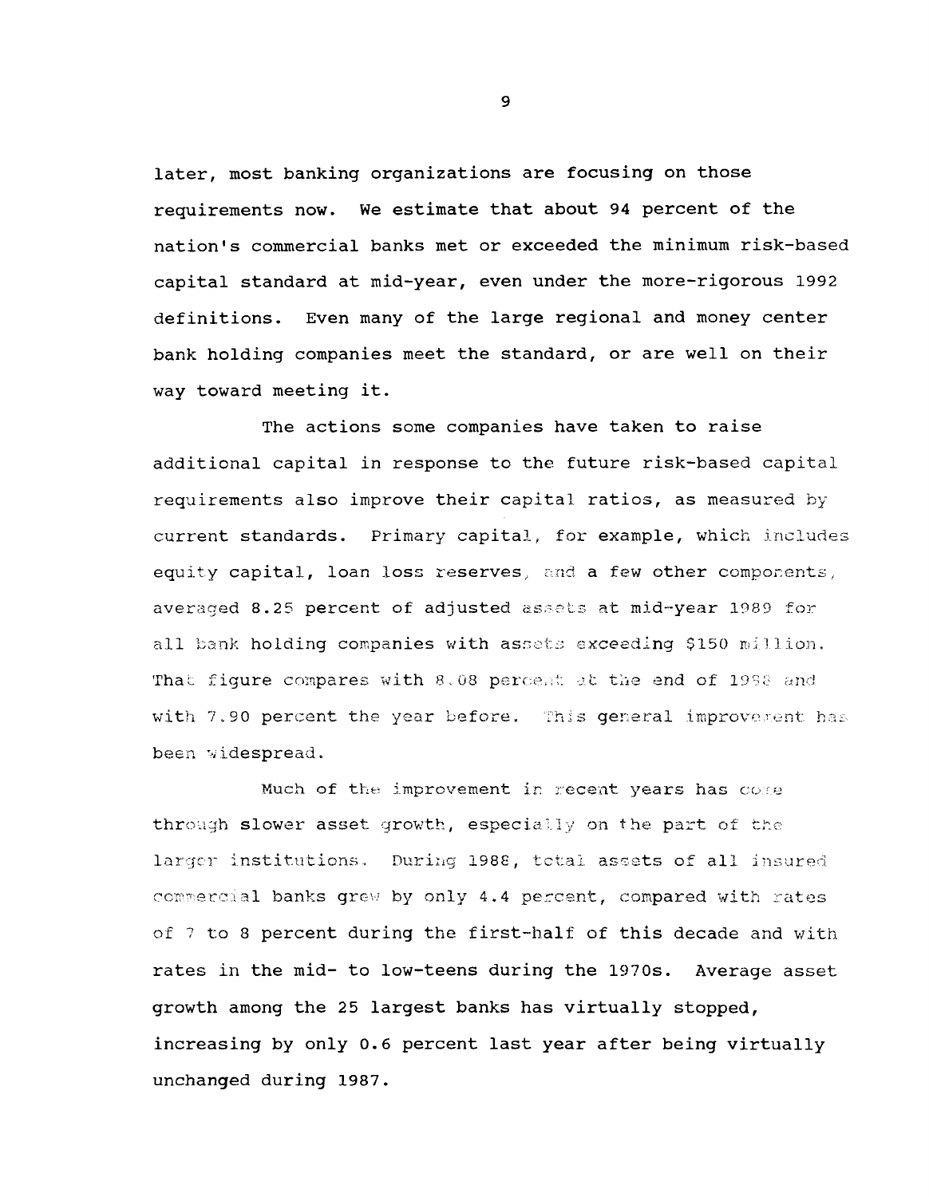later, most banking organizations are focusing on those requirements now. We estimate that about 94 percent of the nation's commercial banks met or exceeded the minimum risk-based capital standard at mid-year, even under the more-rigorous 1992 definitions. Even many of the large regional and money center bank holding companies meet the standard, or are well on their way toward meeting it.

The actions some companies have taken to raise additional capital in response to the future risk-based capital requirements also improve their capital ratios, as measured by current standards. Primary capital, for example, which includes equity capital, loan loss reserves, and a few other components, averaged 8.25 percent of adjusted assets at mid-year 1989 for all bank holding companies with assets exceeding $150 million. That figure compares with 8.08 percent at the end of 1988 and with 7.90 percent the year before. This general improvement has been widespread.

Much of the improvement in recent years has come through slower asset growth, especially on the part of the larger institutions. During 1988, total assets of all insured commercial banks grew by only 4.4 percent, compared with rates of 7 to 8 percent during the first-half of this decade and with rates in the mid- to low-teens during the 1970s. Average asset growth among the 25 largest banks has virtually stopped, increasing by only 0.6 percent last year after being virtually unchanged during 1987.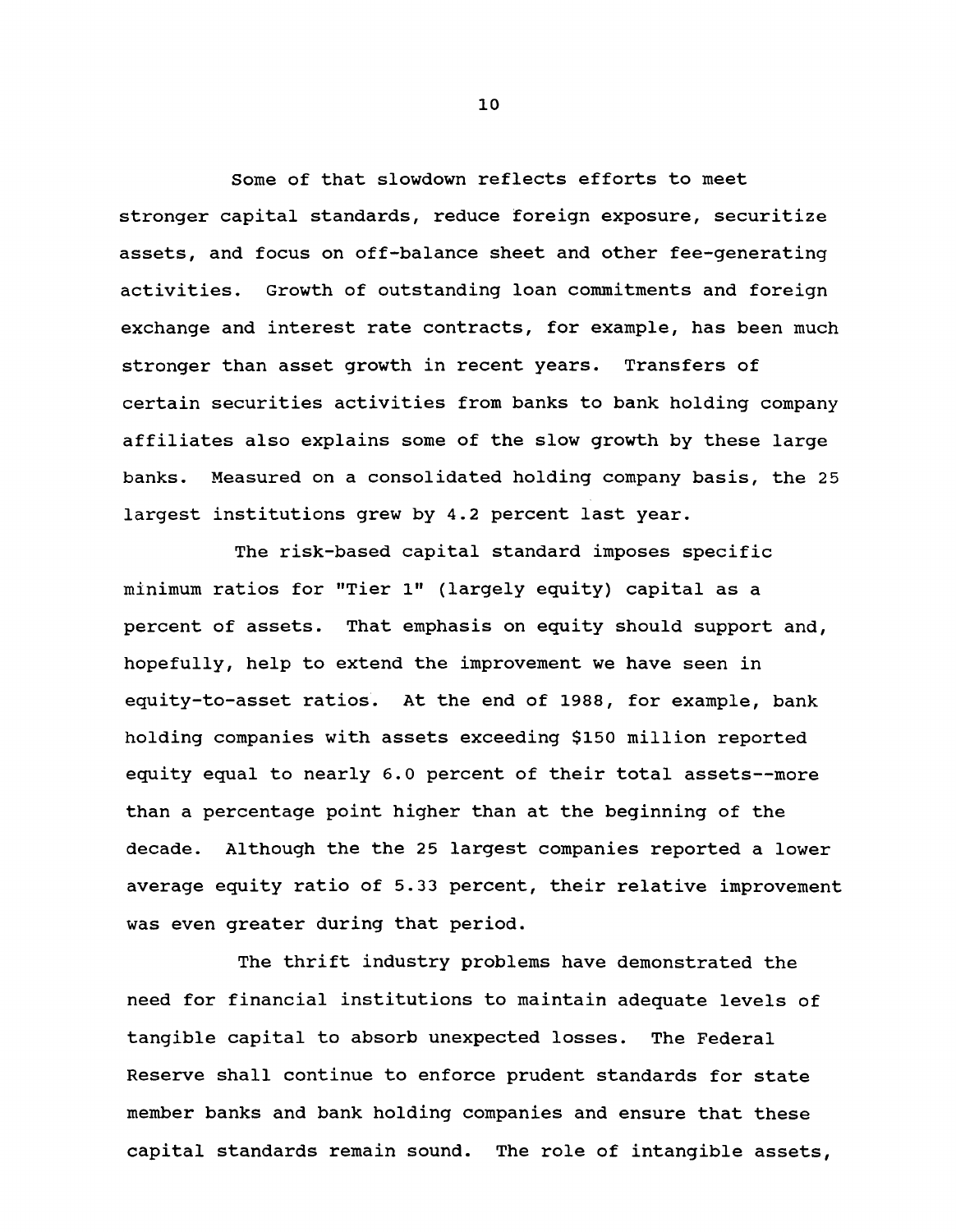Some of that slowdown reflects efforts to meet stronger capital standards, reduce foreign exposure, securitize assets, and focus on off-balance sheet and other fee-generating activities. Growth of outstanding loan commitments and foreign exchange and interest rate contracts, for example, has been much stronger than asset growth in recent years. Transfers of certain securities activities from banks to bank holding company affiliates also explains some of the slow growth by these large banks. Measured on a consolidated holding company basis, the 25 largest institutions grew by 4.2 percent last year.

The risk-based capital standard imposes specific minimum ratios for "Tier 1" (largely equity) capital as a percent of assets. That emphasis on equity should support and, hopefully, help to extend the improvement we have seen in equity-to-asset ratios. At the end of 1988, for example, bank holding companies with assets exceeding $150 million reported equity equal to nearly 6.0 percent of their total assets--more than a percentage point higher than at the beginning of the decade. Although the the 25 largest companies reported a lower average equity ratio of 5.33 percent, their relative improvement was even greater during that period.

The thrift industry problems have demonstrated the need for financial institutions to maintain adequate levels of tangible capital to absorb unexpected losses. The Federal Reserve shall continue to enforce prudent standards for state member banks and bank holding companies and ensure that these capital standards remain sound. The role of intangible assets,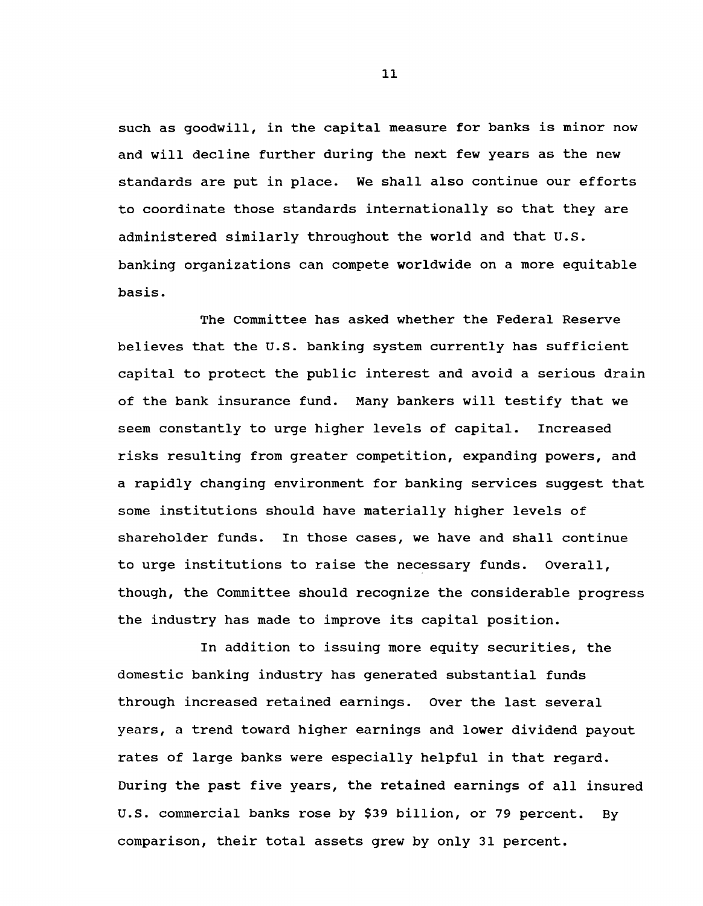such as goodwill, in the capital measure for banks is minor now and will decline further during the next few years as the new standards are put in place. We shall also continue our efforts to coordinate those standards internationally so that they are administered similarly throughout the world and that U.S. banking organizations can compete worldwide on a more equitable basis.

The Committee has asked whether the Federal Reserve believes that the U.S. banking system currently has sufficient capital to protect the public interest and avoid a serious drain of the bank insurance fund. Many bankers will testify that we seem constantly to urge higher levels of capital. Increased risks resulting from greater competition, expanding powers, and a rapidly changing environment for banking services suggest that some institutions should have materially higher levels of shareholder funds. In those cases, we have and shall continue to urge institutions to raise the necessary funds. Overall, though, the Committee should recognize the considerable progress the industry has made to improve its capital position.

In addition to issuing more equity securities, the domestic banking industry has generated substantial funds through increased retained earnings. Over the last several years, a trend toward higher earnings and lower dividend payout rates of large banks were especially helpful in that regard. During the past five years, the retained earnings of all insured U.S. commercial banks rose by $39 billion, or 79 percent. By comparison, their total assets grew by only 31 percent.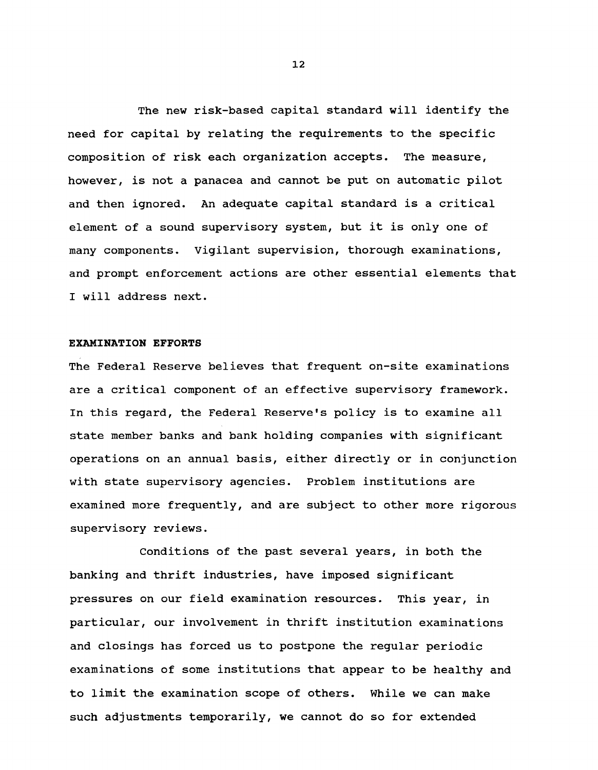The new risk-based capital standard will identify the need for capital by relating the requirements to the specific composition of risk each organization accepts. The measure, however, is not a panacea and cannot be put on automatic pilot and then ignored. An adequate capital standard is a critical element of a sound supervisory system, but it is only one of many components. Vigilant supervision, thorough examinations, and prompt enforcement actions are other essential elements that I will address next.

**EXAMINATION EFFORTS**

The Federal Reserve believes that frequent on-site examinations are a critical component of an effective supervisory framework. In this regard, the Federal Reserve's policy is to examine all state member banks and bank holding companies with significant operations on an annual basis, either directly or in conjunction with state supervisory agencies. Problem institutions are examined more frequently, and are subject to other more rigorous supervisory reviews.

Conditions of the past several years, in both the banking and thrift industries, have imposed significant pressures on our field examination resources. This year, in particular, our involvement in thrift institution examinations and closings has forced us to postpone the regular periodic examinations of some institutions that appear to be healthy and to limit the examination scope of others. While we can make such adjustments temporarily, we cannot do so for extended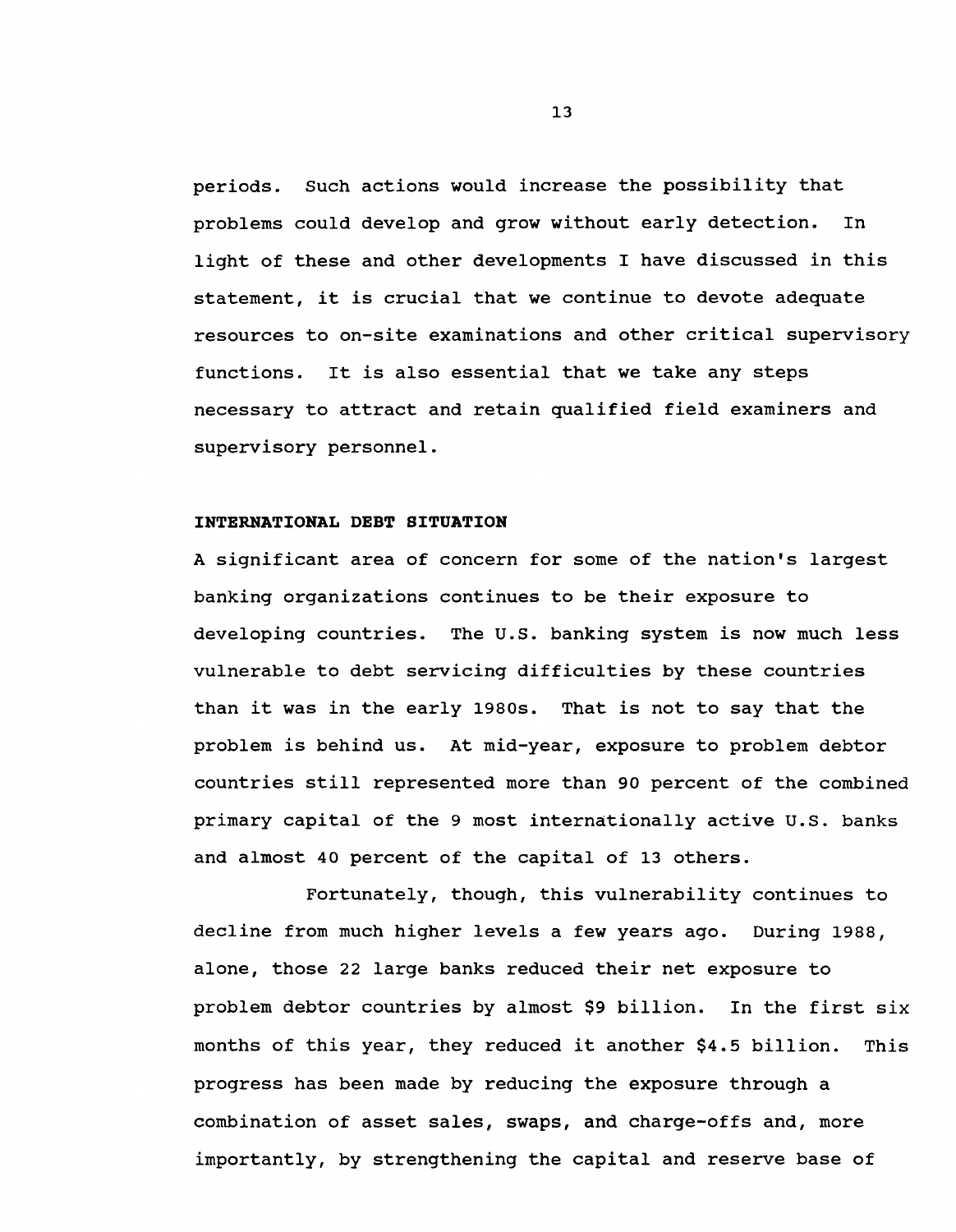periods. Such actions would increase the possibility that problems could develop and grow without early detection. In light of these and other developments I have discussed in this statement, it is crucial that we continue to devote adequate resources to on-site examinations and other critical supervisory functions. It is also essential that we take any steps necessary to attract and retain qualified field examiners and supervisory personnel.

**INTERNATIONAL DEBT SITUATION**

A significant area of concern for some of the nation's largest banking organizations continues to be their exposure to developing countries. The U.S. banking system is now much less vulnerable to debt servicing difficulties by these countries than it was in the early 1980s. That is not to say that the problem is behind us. At mid-year, exposure to problem debtor countries still represented more than 90 percent of the combined primary capital of the 9 most internationally active U.S. banks and almost 40 percent of the capital of 13 others.

Fortunately, though, this vulnerability continues to decline from much higher levels a few years ago. During 1988, alone, those 22 large banks reduced their net exposure to problem debtor countries by almost $9 billion. In the first six months of this year, they reduced it another $4.5 billion. This progress has been made by reducing the exposure through a combination of asset sales, swaps, and charge-offs and, more importantly, by strengthening the capital and reserve base of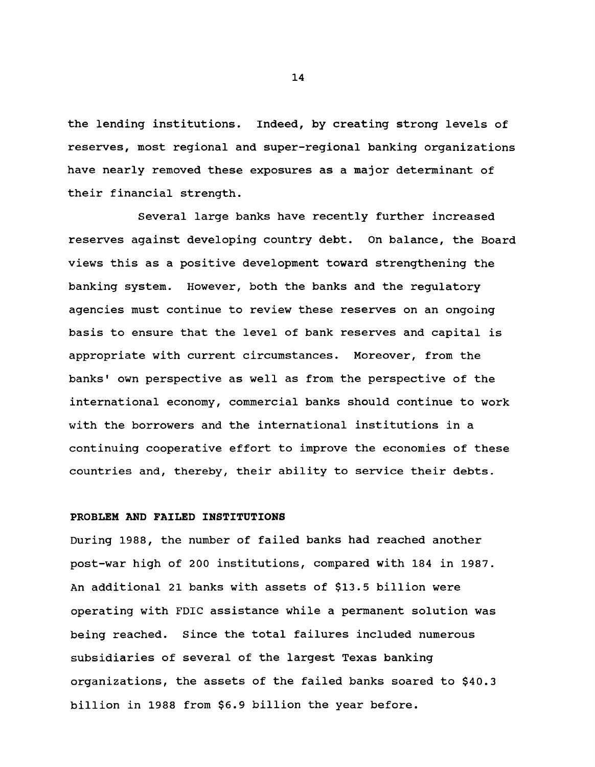the lending institutions. Indeed, by creating strong levels of reserves, most regional and super-regional banking organizations have nearly removed these exposures as a major determinant of their financial strength.

Several large banks have recently further increased reserves against developing country debt. On balance, the Board views this as a positive development toward strengthening the banking system. However, both the banks and the regulatory agencies must continue to review these reserves on an ongoing basis to ensure that the level of bank reserves and capital is appropriate with current circumstances. Moreover, from the banks' own perspective as well as from the perspective of the international economy, commercial banks should continue to work with the borrowers and the international institutions in a continuing cooperative effort to improve the economies of these countries and, thereby, their ability to service their debts.

**PROBLEM AND FAILED INSTITUTIONS**

During 1988, the number of failed banks had reached another post-war high of 200 institutions, compared with 184 in 1987. An additional 21 banks with assets of $13.5 billion were operating with FDIC assistance while a permanent solution was being reached. Since the total failures included numerous subsidiaries of several of the largest Texas banking organizations, the assets of the failed banks soared to $40.3 billion in 1988 from $6.9 billion the year before.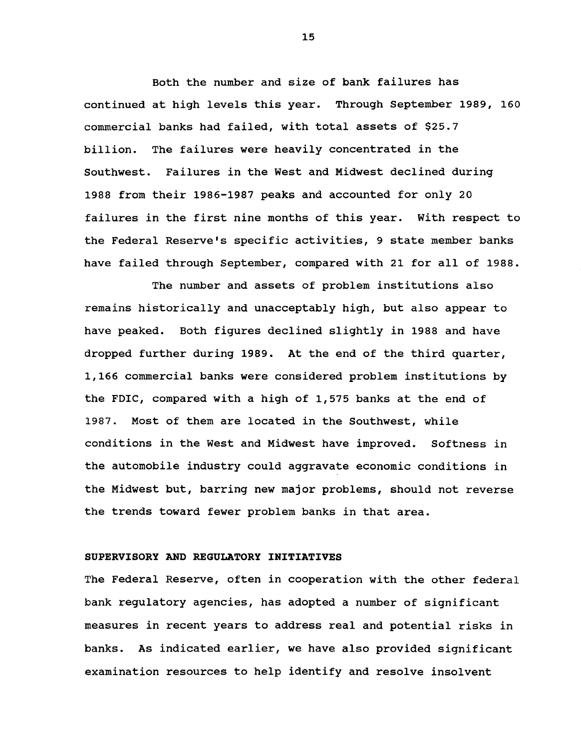Both the number and size of bank failures has continued at high levels this year. Through September 1989, 160 commercial banks had failed, with total assets of $25.7 billion. The failures were heavily concentrated in the Southwest. Failures in the West and Midwest declined during 1988 from their 1986-1987 peaks and accounted for only 20 failures in the first nine months of this year. With respect to the Federal Reserve's specific activities, 9 state member banks have failed through September, compared with 21 for all of 1988.

The number and assets of problem institutions also remains historically and unacceptably high, but also appear to have peaked. Both figures declined slightly in 1988 and have dropped further during 1989. At the end of the third quarter, 1,166 commercial banks were considered problem institutions by the FDIC, compared with a high of 1,575 banks at the end of 1987. Most of them are located in the Southwest, while conditions in the West and Midwest have improved. Softness in the automobile industry could aggravate economic conditions in the Midwest but, barring new major problems, should not reverse the trends toward fewer problem banks in that area.

**SUPERVISORY AND REGULATORY INITIATIVES**

The Federal Reserve, often in cooperation with the other federal bank regulatory agencies, has adopted a number of significant measures in recent years to address real and potential risks in banks. As indicated earlier, we have also provided significant examination resources to help identify and resolve insolvent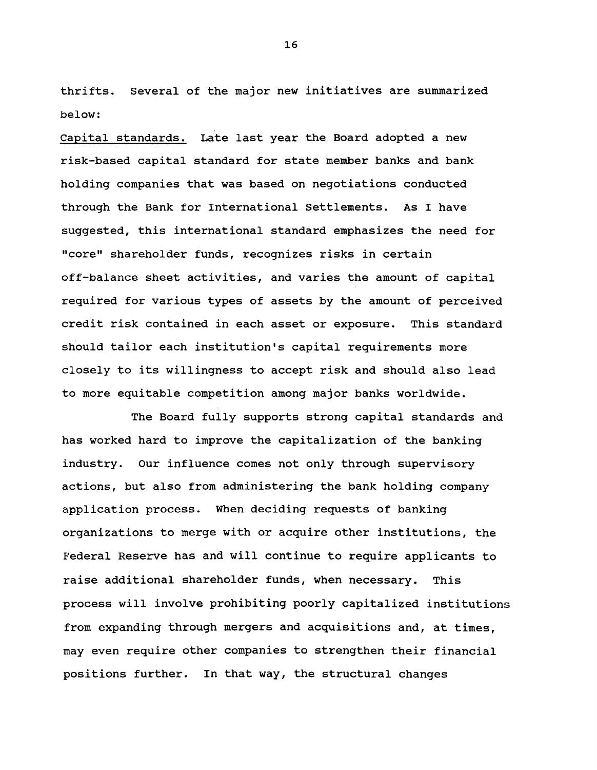thrifts. Several of the major new initiatives are summarized below:

Capital standards. Late last year the Board adopted a new risk-based capital standard for state member banks and bank holding companies that was based on negotiations conducted through the Bank for International Settlements. As I have suggested, this international standard emphasizes the need for "core" shareholder funds, recognizes risks in certain off-balance sheet activities, and varies the amount of capital required for various types of assets by the amount of perceived credit risk contained in each asset or exposure. This standard should tailor each institution's capital requirements more closely to its willingness to accept risk and should also lead to more equitable competition among major banks worldwide.

The Board fully supports strong capital standards and has worked hard to improve the capitalization of the banking industry. Our influence comes not only through supervisory actions, but also from administering the bank holding company application process. When deciding requests of banking organizations to merge with or acquire other institutions, the Federal Reserve has and will continue to require applicants to raise additional shareholder funds, when necessary. This process will involve prohibiting poorly capitalized institutions from expanding through mergers and acquisitions and, at times, may even require other companies to strengthen their financial positions further. In that way, the structural changes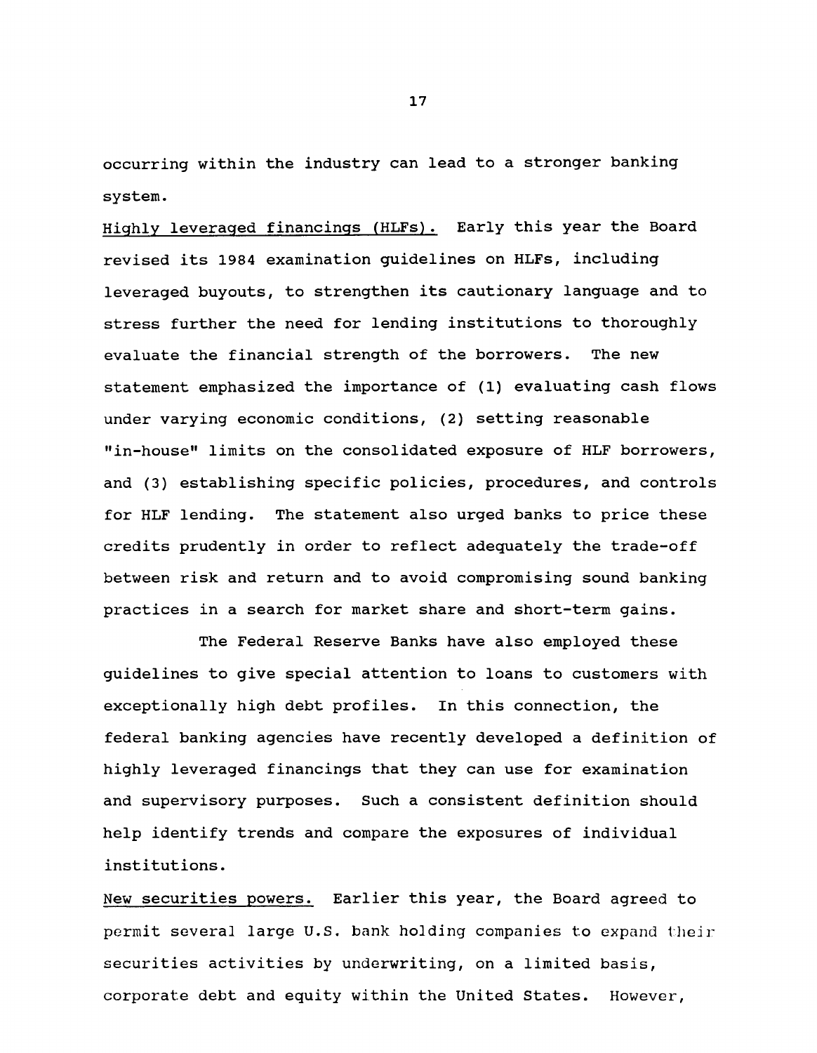occurring within the industry can lead to a stronger banking system.

<u>Highly leveraged financings (HLFs).</u> Early this year the Board revised its 1984 examination guidelines on HLFs, including leveraged buyouts, to strengthen its cautionary language and to stress further the need for lending institutions to thoroughly evaluate the financial strength of the borrowers. The new statement emphasized the importance of (1) evaluating cash flows under varying economic conditions, (2) setting reasonable "in-house" limits on the consolidated exposure of HLF borrowers, and (3) establishing specific policies, procedures, and controls for HLF lending. The statement also urged banks to price these credits prudently in order to reflect adequately the trade-off between risk and return and to avoid compromising sound banking practices in a search for market share and short-term gains.

The Federal Reserve Banks have also employed these guidelines to give special attention to loans to customers with exceptionally high debt profiles. In this connection, the federal banking agencies have recently developed a definition of highly leveraged financings that they can use for examination and supervisory purposes. Such a consistent definition should help identify trends and compare the exposures of individual institutions.

<u>New securities powers.</u> Earlier this year, the Board agreed to permit several large U.S. bank holding companies to expand their securities activities by underwriting, on a limited basis, corporate debt and equity within the United States. However,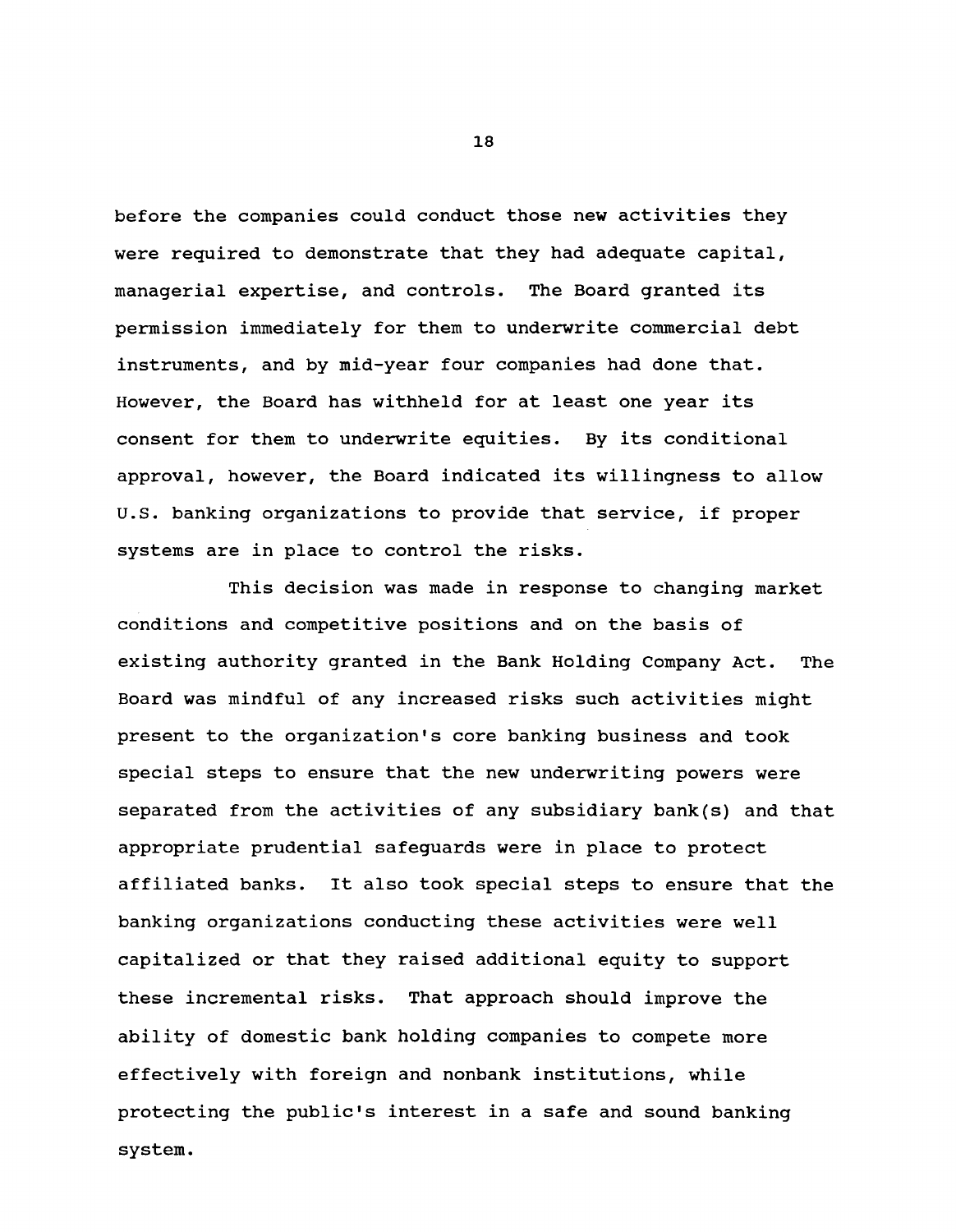before the companies could conduct those new activities they were required to demonstrate that they had adequate capital, managerial expertise, and controls. The Board granted its permission immediately for them to underwrite commercial debt instruments, and by mid-year four companies had done that. However, the Board has withheld for at least one year its consent for them to underwrite equities. By its conditional approval, however, the Board indicated its willingness to allow U.S. banking organizations to provide that service, if proper systems are in place to control the risks.

This decision was made in response to changing market conditions and competitive positions and on the basis of existing authority granted in the Bank Holding Company Act. The Board was mindful of any increased risks such activities might present to the organization's core banking business and took special steps to ensure that the new underwriting powers were separated from the activities of any subsidiary bank(s) and that appropriate prudential safeguards were in place to protect affiliated banks. It also took special steps to ensure that the banking organizations conducting these activities were well capitalized or that they raised additional equity to support these incremental risks. That approach should improve the ability of domestic bank holding companies to compete more effectively with foreign and nonbank institutions, while protecting the public's interest in a safe and sound banking system.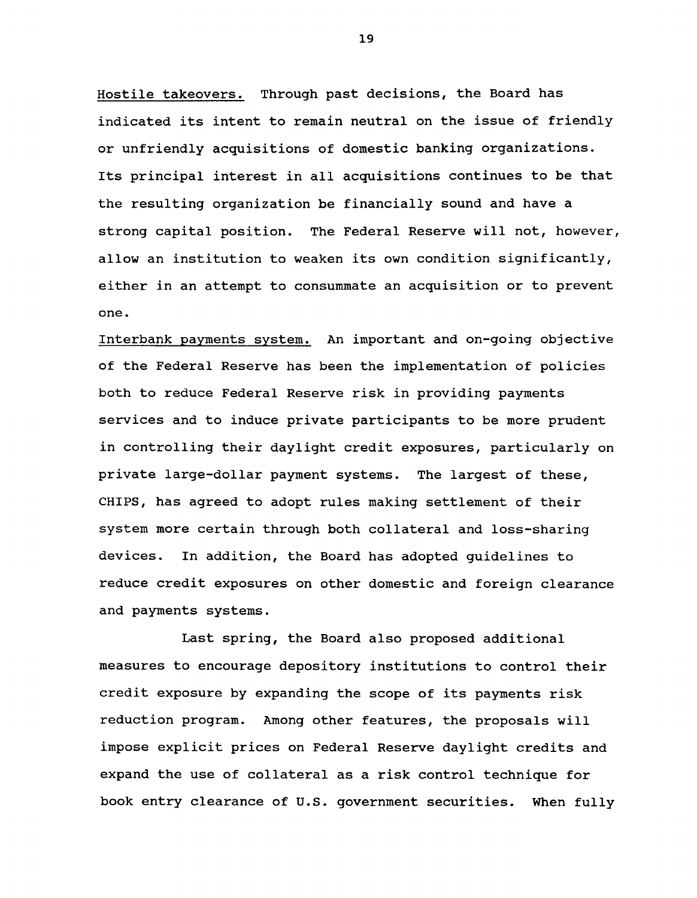<u>Hostile takeovers.</u> Through past decisions, the Board has indicated its intent to remain neutral on the issue of friendly or unfriendly acquisitions of domestic banking organizations. Its principal interest in all acquisitions continues to be that the resulting organization be financially sound and have a strong capital position. The Federal Reserve will not, however, allow an institution to weaken its own condition significantly, either in an attempt to consummate an acquisition or to prevent one.

<u>Interbank payments system.</u> An important and on-going objective of the Federal Reserve has been the implementation of policies both to reduce Federal Reserve risk in providing payments services and to induce private participants to be more prudent in controlling their daylight credit exposures, particularly on private large-dollar payment systems. The largest of these, CHIPS, has agreed to adopt rules making settlement of their system more certain through both collateral and loss-sharing devices. In addition, the Board has adopted guidelines to reduce credit exposures on other domestic and foreign clearance and payments systems.

Last spring, the Board also proposed additional measures to encourage depository institutions to control their credit exposure by expanding the scope of its payments risk reduction program. Among other features, the proposals will impose explicit prices on Federal Reserve daylight credits and expand the use of collateral as a risk control technique for book entry clearance of U.S. government securities. When fully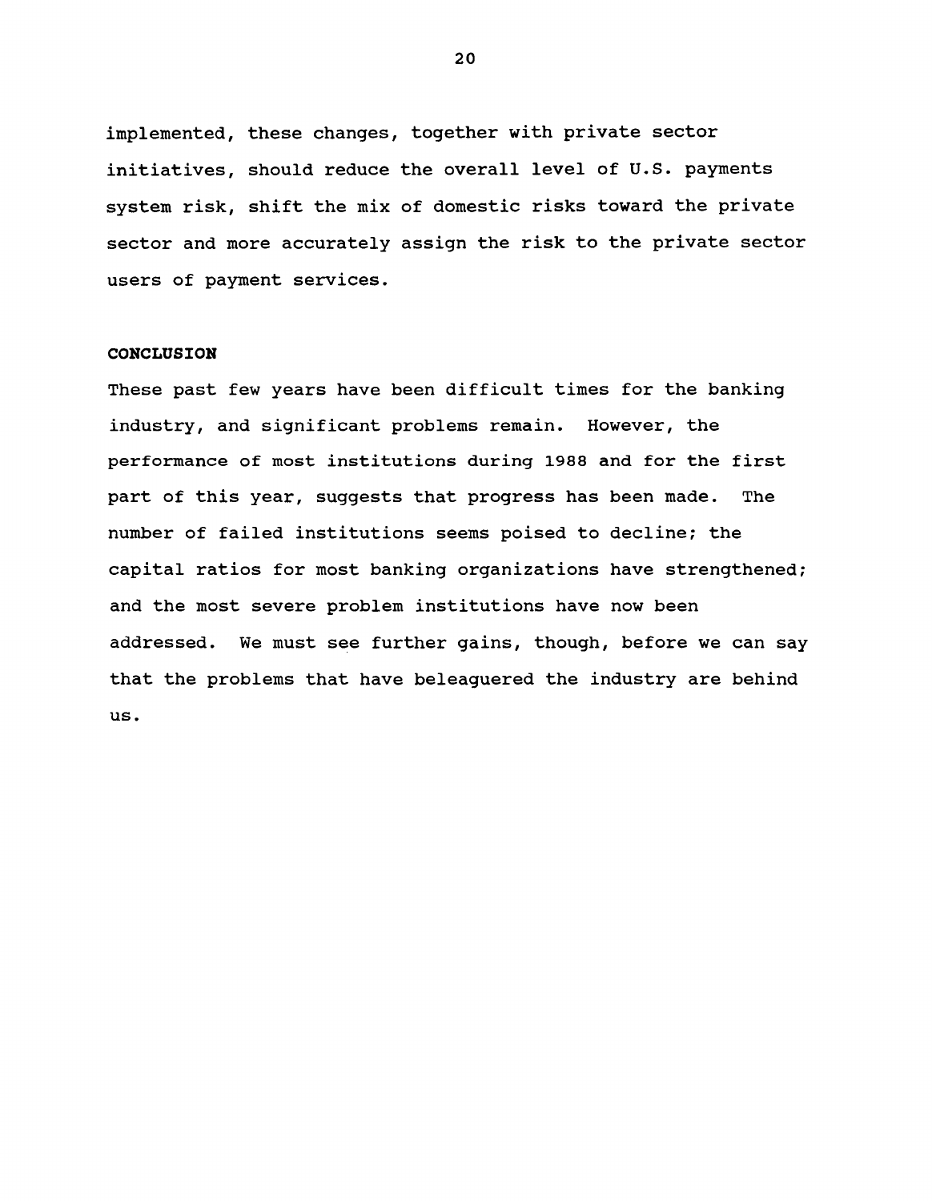implemented, these changes, together with private sector initiatives, should reduce the overall level of U.S. payments system risk, shift the mix of domestic risks toward the private sector and more accurately assign the risk to the private sector users of payment services.

**CONCLUSION**

These past few years have been difficult times for the banking industry, and significant problems remain. However, the performance of most institutions during 1988 and for the first part of this year, suggests that progress has been made. The number of failed institutions seems poised to decline; the capital ratios for most banking organizations have strengthened; and the most severe problem institutions have now been addressed. We must see further gains, though, before we can say that the problems that have beleaguered the industry are behind us.